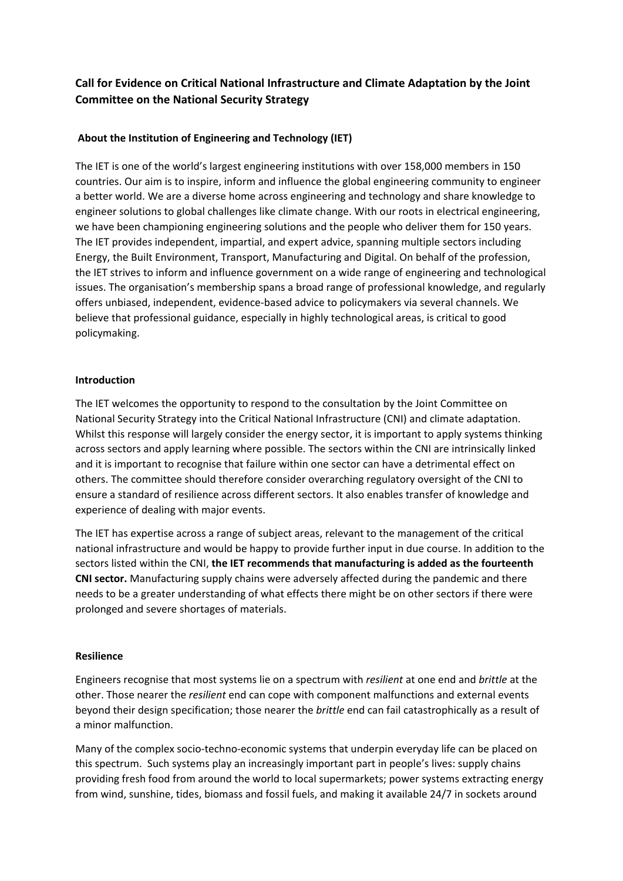# Call for Evidence on Critical National Infrastructure and Climate Adaptation by the Joint Committee on the National Security Strategy

## About the Institution of Engineering and Technology (IET)

The IET is one of the world's largest engineering institutions with over 158,000 members in 150 countries. Our aim is to inspire, inform and influence the global engineering community to engineer a better world. We are a diverse home across engineering and technology and share knowledge to engineer solutions to global challenges like climate change. With our roots in electrical engineering, we have been championing engineering solutions and the people who deliver them for 150 years. The IET provides independent, impartial, and expert advice, spanning multiple sectors including Energy, the Built Environment, Transport, Manufacturing and Digital. On behalf of the profession, the IET strives to inform and influence government on a wide range of engineering and technological issues. The organisation's membership spans a broad range of professional knowledge, and regularly offers unbiased, independent, evidence-based advice to policymakers via several channels. We believe that professional guidance, especially in highly technological areas, is critical to good policymaking.

## Introduction

The IET welcomes the opportunity to respond to the consultation by the Joint Committee on National Security Strategy into the Critical National Infrastructure (CNI) and climate adaptation. Whilst this response will largely consider the energy sector, it is important to apply systems thinking across sectors and apply learning where possible. The sectors within the CNI are intrinsically linked and it is important to recognise that failure within one sector can have a detrimental effect on others. The committee should therefore consider overarching regulatory oversight of the CNI to ensure a standard of resilience across different sectors. It also enables transfer of knowledge and experience of dealing with major events.

The IET has expertise across a range of subject areas, relevant to the management of the critical national infrastructure and would be happy to provide further input in due course. In addition to the sectors listed within the CNI, **the IET recommends that manufacturing is added as the fourteenth CNI sector.** Manufacturing supply chains were adversely affected during the pandemic and there needs to be a greater understanding of what effects there might be on other sectors if there were prolonged and severe shortages of materials.

## Resilience

Engineers recognise that most systems lie on a spectrum with *resilient* at one end and *brittle* at the other. Those nearer the *resilient* end can cope with component malfunctions and external events beyond their design specification; those nearer the *brittle* end can fail catastrophically as a result of a minor malfunction.

Many of the complex socio-techno-economic systems that underpin everyday life can be placed on this spectrum. Such systems play an increasingly important part in people's lives: supply chains providing fresh food from around the world to local supermarkets; power systems extracting energy from wind, sunshine, tides, biomass and fossil fuels, and making it available 24/7 in sockets around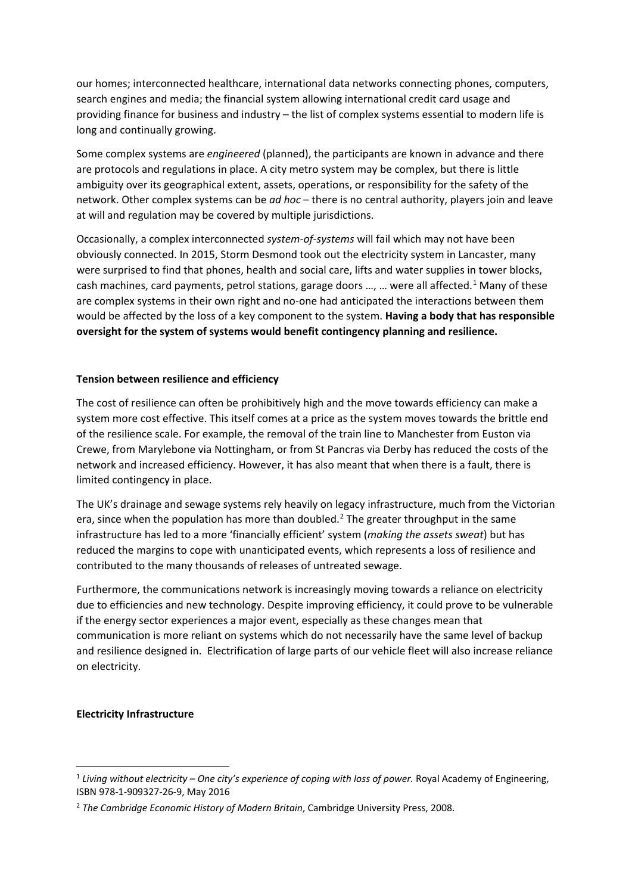our homes; interconnected healthcare, international data networks connecting phones, computers, search engines and media; the financial system allowing international credit card usage and providing finance for business and industry – the list of complex systems essential to modern life is long and continually growing.

Some complex systems are *engineered* (planned), the participants are known in advance and there are protocols and regulations in place. A city metro system may be complex, but there is little ambiguity over its geographical extent, assets, operations, or responsibility for the safety of the network. Other complex systems can be *ad hoc* – there is no central authority, players join and leave at will and regulation may be covered by multiple jurisdictions.

Occasionally, a complex interconnected *system-of-systems* will fail which may not have been obviously connected. In 2015, Storm Desmond took out the electricity system in Lancaster, many were surprised to find that phones, health and social care, lifts and water supplies in tower blocks, cash machines, card payments, petrol stations, garage doors …, … were all affected.[1] Many of these are complex systems in their own right and no-one had anticipated the interactions between them would be affected by the loss of a key component to the system. **Having a body that has responsible oversight for the system of systems would benefit contingency planning and resilience.**

**Tension between resilience and efficiency**

The cost of resilience can often be prohibitively high and the move towards efficiency can make a system more cost effective. This itself comes at a price as the system moves towards the brittle end of the resilience scale. For example, the removal of the train line to Manchester from Euston via Crewe, from Marylebone via Nottingham, or from St Pancras via Derby has reduced the costs of the network and increased efficiency. However, it has also meant that when there is a fault, there is limited contingency in place.

The UK's drainage and sewage systems rely heavily on legacy infrastructure, much from the Victorian era, since when the population has more than doubled.[2] The greater throughput in the same infrastructure has led to a more 'financially efficient' system (*making the assets sweat*) but has reduced the margins to cope with unanticipated events, which represents a loss of resilience and contributed to the many thousands of releases of untreated sewage.

Furthermore, the communications network is increasingly moving towards a reliance on electricity due to efficiencies and new technology. Despite improving efficiency, it could prove to be vulnerable if the energy sector experiences a major event, especially as these changes mean that communication is more reliant on systems which do not necessarily have the same level of backup and resilience designed in. Electrification of large parts of our vehicle fleet will also increase reliance on electricity.

**Electricity Infrastructure**

---

[1] *Living without electricity – One city's experience of coping with loss of power.* Royal Academy of Engineering, ISBN 978-1-909327-26-9, May 2016

[2] *The Cambridge Economic History of Modern Britain*, Cambridge University Press, 2008.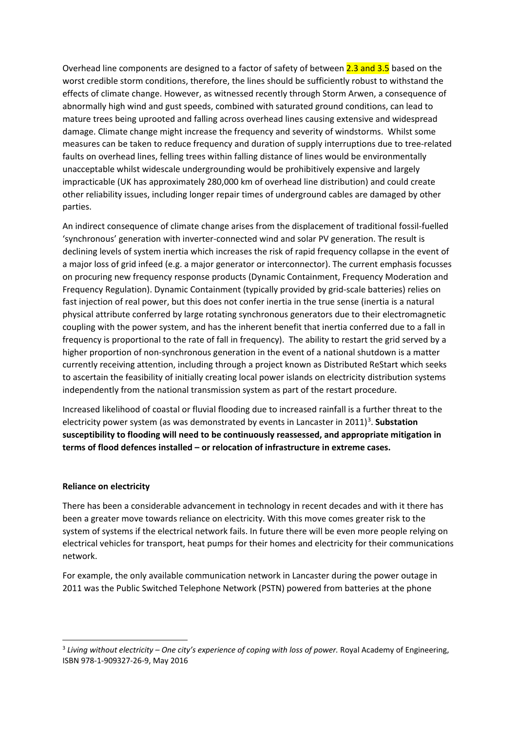Overhead line components are designed to a factor of safety of between 2.3 and 3.5 based on the worst credible storm conditions, therefore, the lines should be sufficiently robust to withstand the effects of climate change. However, as witnessed recently through Storm Arwen, a consequence of abnormally high wind and gust speeds, combined with saturated ground conditions, can lead to mature trees being uprooted and falling across overhead lines causing extensive and widespread damage. Climate change might increase the frequency and severity of windstorms. Whilst some measures can be taken to reduce frequency and duration of supply interruptions due to tree-related faults on overhead lines, felling trees within falling distance of lines would be environmentally unacceptable whilst widescale undergrounding would be prohibitively expensive and largely impracticable (UK has approximately 280,000 km of overhead line distribution) and could create other reliability issues, including longer repair times of underground cables are damaged by other parties.

An indirect consequence of climate change arises from the displacement of traditional fossil-fuelled 'synchronous' generation with inverter-connected wind and solar PV generation. The result is declining levels of system inertia which increases the risk of rapid frequency collapse in the event of a major loss of grid infeed (e.g. a major generator or interconnector). The current emphasis focusses on procuring new frequency response products (Dynamic Containment, Frequency Moderation and Frequency Regulation). Dynamic Containment (typically provided by grid-scale batteries) relies on fast injection of real power, but this does not confer inertia in the true sense (inertia is a natural physical attribute conferred by large rotating synchronous generators due to their electromagnetic coupling with the power system, and has the inherent benefit that inertia conferred due to a fall in frequency is proportional to the rate of fall in frequency). The ability to restart the grid served by a higher proportion of non-synchronous generation in the event of a national shutdown is a matter currently receiving attention, including through a project known as Distributed ReStart which seeks to ascertain the feasibility of initially creating local power islands on electricity distribution systems independently from the national transmission system as part of the restart procedure.

Increased likelihood of coastal or fluvial flooding due to increased rainfall is a further threat to the electricity power system (as was demonstrated by events in Lancaster in 2011)[3]. **Substation susceptibility to flooding will need to be continuously reassessed, and appropriate mitigation in terms of flood defences installed – or relocation of infrastructure in extreme cases.**

**Reliance on electricity**

There has been a considerable advancement in technology in recent decades and with it there has been a greater move towards reliance on electricity. With this move comes greater risk to the system of systems if the electrical network fails. In future there will be even more people relying on electrical vehicles for transport, heat pumps for their homes and electricity for their communications network.

For example, the only available communication network in Lancaster during the power outage in 2011 was the Public Switched Telephone Network (PSTN) powered from batteries at the phone

[3] *Living without electricity – One city's experience of coping with loss of power.* Royal Academy of Engineering, ISBN 978-1-909327-26-9, May 2016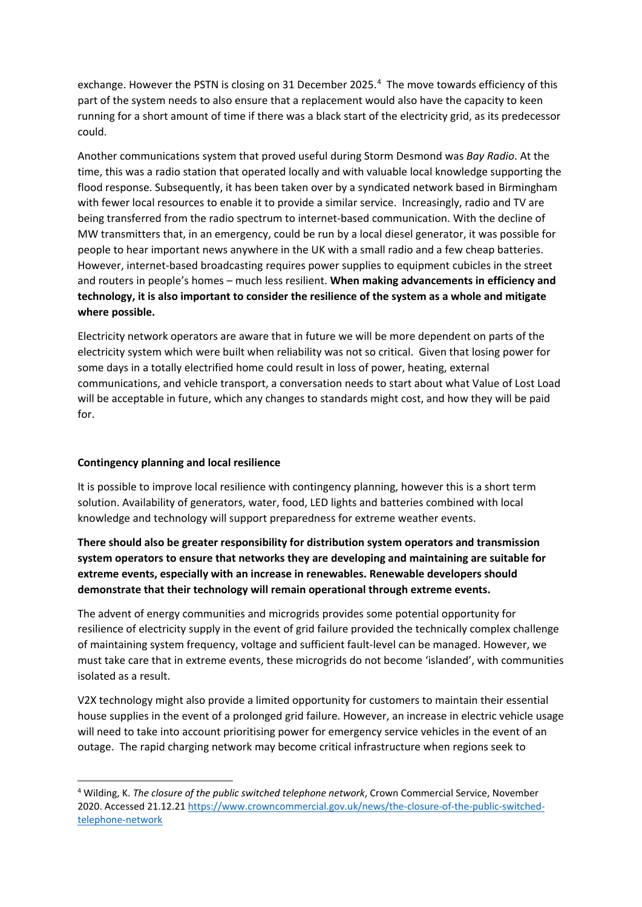exchange. However the PSTN is closing on 31 December 2025.[4] The move towards efficiency of this part of the system needs to also ensure that a replacement would also have the capacity to keen running for a short amount of time if there was a black start of the electricity grid, as its predecessor could.

Another communications system that proved useful during Storm Desmond was *Bay Radio*. At the time, this was a radio station that operated locally and with valuable local knowledge supporting the flood response. Subsequently, it has been taken over by a syndicated network based in Birmingham with fewer local resources to enable it to provide a similar service. Increasingly, radio and TV are being transferred from the radio spectrum to internet-based communication. With the decline of MW transmitters that, in an emergency, could be run by a local diesel generator, it was possible for people to hear important news anywhere in the UK with a small radio and a few cheap batteries. However, internet-based broadcasting requires power supplies to equipment cubicles in the street and routers in people's homes – much less resilient. **When making advancements in efficiency and technology, it is also important to consider the resilience of the system as a whole and mitigate where possible.**

Electricity network operators are aware that in future we will be more dependent on parts of the electricity system which were built when reliability was not so critical. Given that losing power for some days in a totally electrified home could result in loss of power, heating, external communications, and vehicle transport, a conversation needs to start about what Value of Lost Load will be acceptable in future, which any changes to standards might cost, and how they will be paid for.

**Contingency planning and local resilience**

It is possible to improve local resilience with contingency planning, however this is a short term solution. Availability of generators, water, food, LED lights and batteries combined with local knowledge and technology will support preparedness for extreme weather events.

**There should also be greater responsibility for distribution system operators and transmission system operators to ensure that networks they are developing and maintaining are suitable for extreme events, especially with an increase in renewables. Renewable developers should demonstrate that their technology will remain operational through extreme events.**

The advent of energy communities and microgrids provides some potential opportunity for resilience of electricity supply in the event of grid failure provided the technically complex challenge of maintaining system frequency, voltage and sufficient fault-level can be managed. However, we must take care that in extreme events, these microgrids do not become 'islanded', with communities isolated as a result.

V2X technology might also provide a limited opportunity for customers to maintain their essential house supplies in the event of a prolonged grid failure. However, an increase in electric vehicle usage will need to take into account prioritising power for emergency service vehicles in the event of an outage. The rapid charging network may become critical infrastructure when regions seek to

[4] Wilding, K. *The closure of the public switched telephone network*, Crown Commercial Service, November 2020. Accessed 21.12.21 https://www.crowncommercial.gov.uk/news/the-closure-of-the-public-switched-telephone-network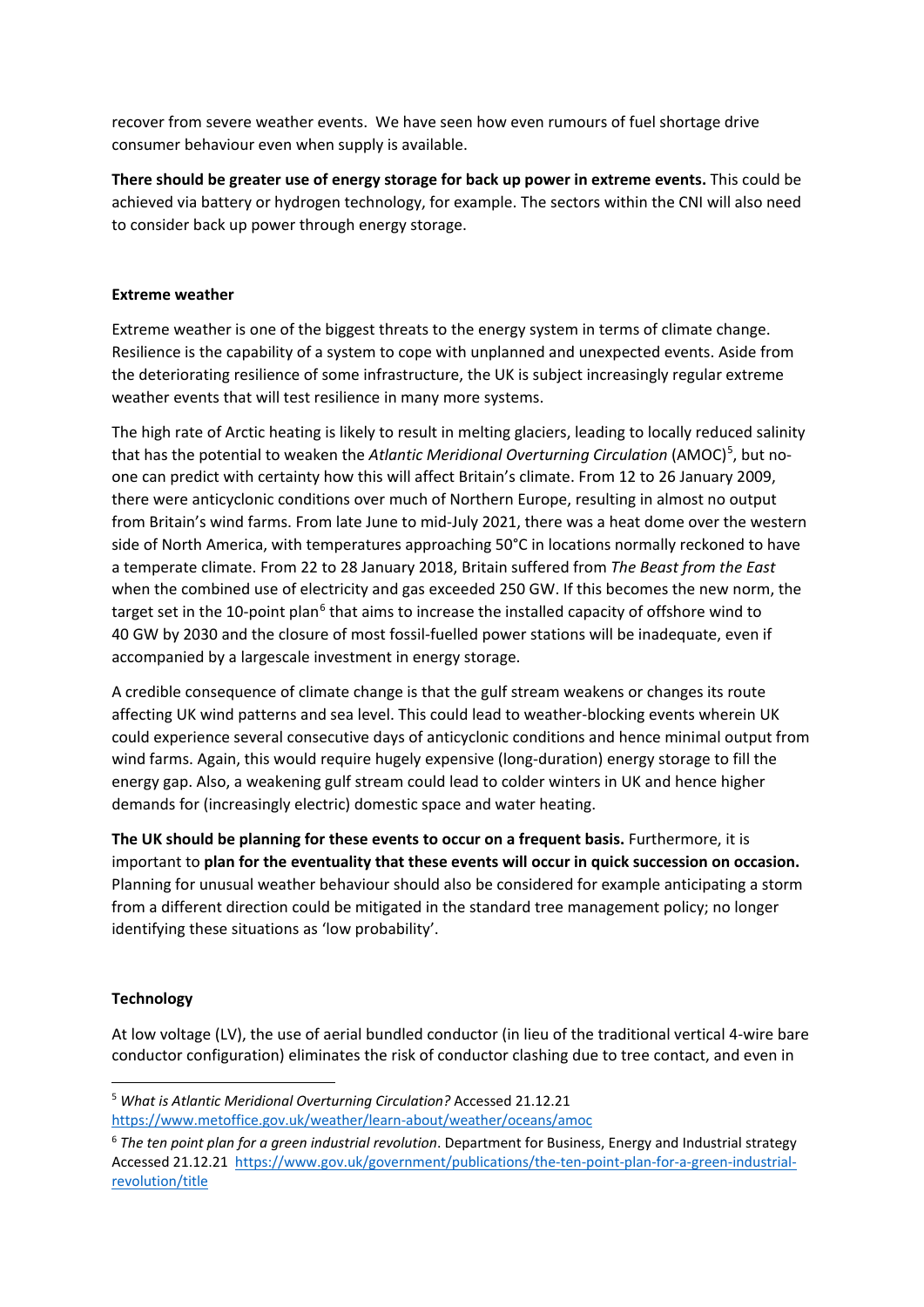recover from severe weather events. We have seen how even rumours of fuel shortage drive consumer behaviour even when supply is available.

**There should be greater use of energy storage for back up power in extreme events.** This could be achieved via battery or hydrogen technology, for example. The sectors within the CNI will also need to consider back up power through energy storage.

### Extreme weather

Extreme weather is one of the biggest threats to the energy system in terms of climate change. Resilience is the capability of a system to cope with unplanned and unexpected events. Aside from the deteriorating resilience of some infrastructure, the UK is subject increasingly regular extreme weather events that will test resilience in many more systems.

The high rate of Arctic heating is likely to result in melting glaciers, leading to locally reduced salinity that has the potential to weaken the *Atlantic Meridional Overturning Circulation* (AMOC)[5], but no-one can predict with certainty how this will affect Britain's climate. From 12 to 26 January 2009, there were anticyclonic conditions over much of Northern Europe, resulting in almost no output from Britain's wind farms. From late June to mid-July 2021, there was a heat dome over the western side of North America, with temperatures approaching 50°C in locations normally reckoned to have a temperate climate. From 22 to 28 January 2018, Britain suffered from *The Beast from the East* when the combined use of electricity and gas exceeded 250 GW. If this becomes the new norm, the target set in the 10-point plan[6] that aims to increase the installed capacity of offshore wind to 40 GW by 2030 and the closure of most fossil-fuelled power stations will be inadequate, even if accompanied by a largescale investment in energy storage.

A credible consequence of climate change is that the gulf stream weakens or changes its route affecting UK wind patterns and sea level. This could lead to weather-blocking events wherein UK could experience several consecutive days of anticyclonic conditions and hence minimal output from wind farms. Again, this would require hugely expensive (long-duration) energy storage to fill the energy gap. Also, a weakening gulf stream could lead to colder winters in UK and hence higher demands for (increasingly electric) domestic space and water heating.

**The UK should be planning for these events to occur on a frequent basis.** Furthermore, it is important to **plan for the eventuality that these events will occur in quick succession on occasion.** Planning for unusual weather behaviour should also be considered for example anticipating a storm from a different direction could be mitigated in the standard tree management policy; no longer identifying these situations as 'low probability'.

### Technology

At low voltage (LV), the use of aerial bundled conductor (in lieu of the traditional vertical 4-wire bare conductor configuration) eliminates the risk of conductor clashing due to tree contact, and even in

---

[5] *What is Atlantic Meridional Overturning Circulation?* Accessed 21.12.21 https://www.metoffice.gov.uk/weather/learn-about/weather/oceans/amoc

[6] *The ten point plan for a green industrial revolution*. Department for Business, Energy and Industrial strategy Accessed 21.12.21 https://www.gov.uk/government/publications/the-ten-point-plan-for-a-green-industrial-revolution/title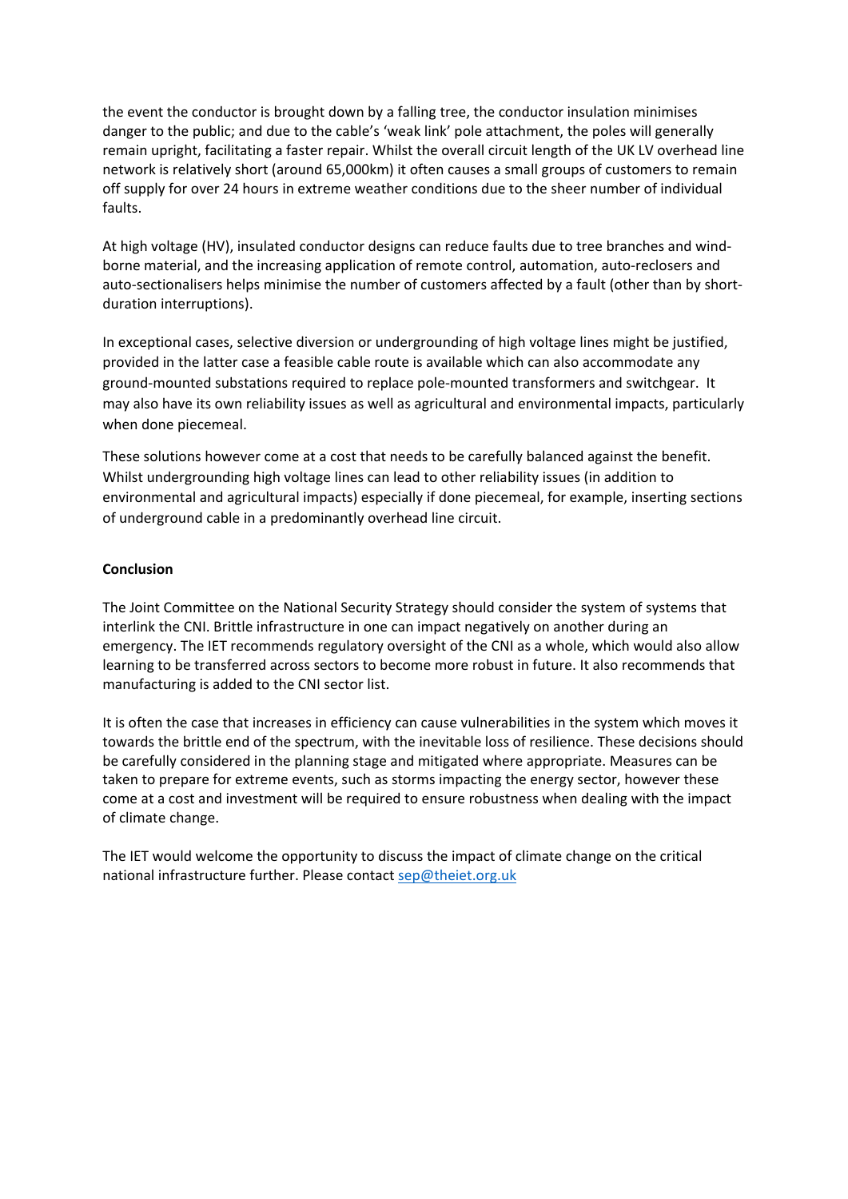the event the conductor is brought down by a falling tree, the conductor insulation minimises danger to the public; and due to the cable's 'weak link' pole attachment, the poles will generally remain upright, facilitating a faster repair. Whilst the overall circuit length of the UK LV overhead line network is relatively short (around 65,000km) it often causes a small groups of customers to remain off supply for over 24 hours in extreme weather conditions due to the sheer number of individual faults.

At high voltage (HV), insulated conductor designs can reduce faults due to tree branches and wind-borne material, and the increasing application of remote control, automation, auto-reclosers and auto-sectionalisers helps minimise the number of customers affected by a fault (other than by short-duration interruptions).

In exceptional cases, selective diversion or undergrounding of high voltage lines might be justified, provided in the latter case a feasible cable route is available which can also accommodate any ground-mounted substations required to replace pole-mounted transformers and switchgear. It may also have its own reliability issues as well as agricultural and environmental impacts, particularly when done piecemeal.

These solutions however come at a cost that needs to be carefully balanced against the benefit. Whilst undergrounding high voltage lines can lead to other reliability issues (in addition to environmental and agricultural impacts) especially if done piecemeal, for example, inserting sections of underground cable in a predominantly overhead line circuit.

**Conclusion**

The Joint Committee on the National Security Strategy should consider the system of systems that interlink the CNI. Brittle infrastructure in one can impact negatively on another during an emergency. The IET recommends regulatory oversight of the CNI as a whole, which would also allow learning to be transferred across sectors to become more robust in future. It also recommends that manufacturing is added to the CNI sector list.

It is often the case that increases in efficiency can cause vulnerabilities in the system which moves it towards the brittle end of the spectrum, with the inevitable loss of resilience. These decisions should be carefully considered in the planning stage and mitigated where appropriate. Measures can be taken to prepare for extreme events, such as storms impacting the energy sector, however these come at a cost and investment will be required to ensure robustness when dealing with the impact of climate change.

The IET would welcome the opportunity to discuss the impact of climate change on the critical national infrastructure further. Please contact sep@theiet.org.uk